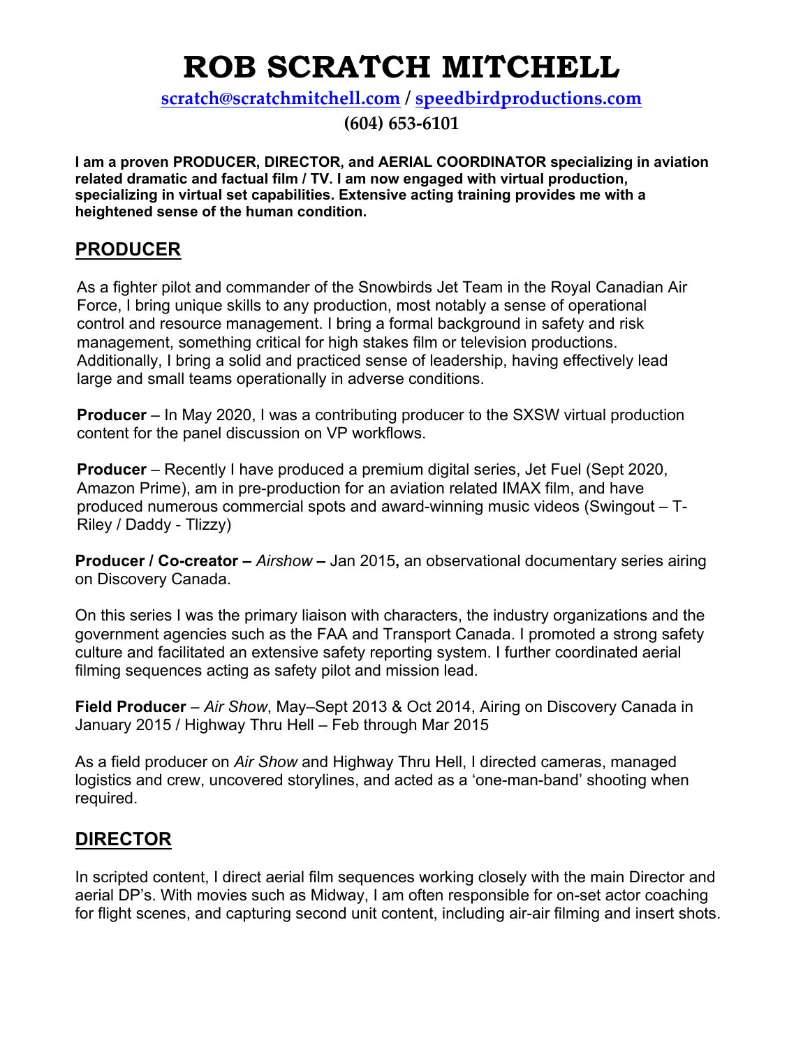# ROB SCRATCH MITCHELL

scratch@scratchmitchell.com / speedbirdproductions.com

**(604) 653-6101**

**I am a proven PRODUCER, DIRECTOR, and AERIAL COORDINATOR specializing in aviation related dramatic and factual film / TV. I am now engaged with virtual production, specializing in virtual set capabilities. Extensive acting training provides me with a heightened sense of the human condition.**

## PRODUCER

As a fighter pilot and commander of the Snowbirds Jet Team in the Royal Canadian Air Force, I bring unique skills to any production, most notably a sense of operational control and resource management. I bring a formal background in safety and risk management, something critical for high stakes film or television productions. Additionally, I bring a solid and practiced sense of leadership, having effectively lead large and small teams operationally in adverse conditions.

**Producer** – In May 2020, I was a contributing producer to the SXSW virtual production content for the panel discussion on VP workflows.

**Producer** – Recently I have produced a premium digital series, Jet Fuel (Sept 2020, Amazon Prime), am in pre-production for an aviation related IMAX film, and have produced numerous commercial spots and award-winning music videos (Swingout – T-Riley / Daddy - Tlizzy)

**Producer / Co-creator –** *Airshow* **–** Jan 2015**,** an observational documentary series airing on Discovery Canada.

On this series I was the primary liaison with characters, the industry organizations and the government agencies such as the FAA and Transport Canada. I promoted a strong safety culture and facilitated an extensive safety reporting system. I further coordinated aerial filming sequences acting as safety pilot and mission lead.

**Field Producer** – *Air Show*, May–Sept 2013 & Oct 2014, Airing on Discovery Canada in January 2015 / Highway Thru Hell – Feb through Mar 2015

As a field producer on *Air Show* and Highway Thru Hell, I directed cameras, managed logistics and crew, uncovered storylines, and acted as a 'one-man-band' shooting when required.

## DIRECTOR

In scripted content, I direct aerial film sequences working closely with the main Director and aerial DP's. With movies such as Midway, I am often responsible for on-set actor coaching for flight scenes, and capturing second unit content, including air-air filming and insert shots.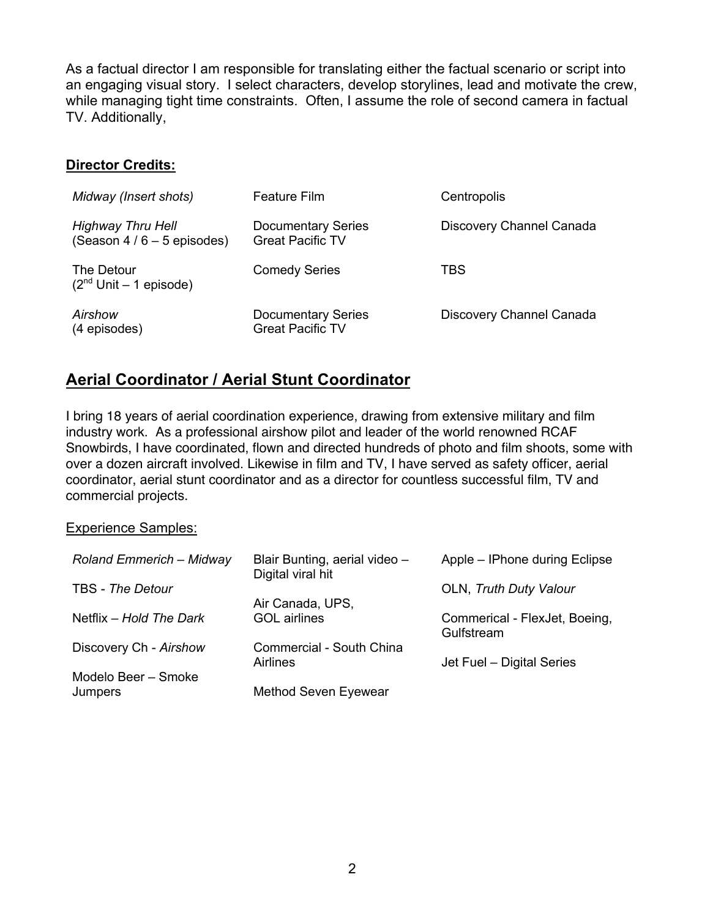As a factual director I am responsible for translating either the factual scenario or script into an engaging visual story. I select characters, develop storylines, lead and motivate the crew, while managing tight time constraints. Often, I assume the role of second camera in factual TV. Additionally,

**Director Credits:**

| | | |
|---|---|---|
| *Midway (Insert shots)* | Feature Film | Centropolis |
| *Highway Thru Hell* (Season 4 / 6 – 5 episodes) | Documentary Series Great Pacific TV | Discovery Channel Canada |
| The Detour (2nd Unit – 1 episode) | Comedy Series | TBS |
| *Airshow* (4 episodes) | Documentary Series Great Pacific TV | Discovery Channel Canada |

## Aerial Coordinator / Aerial Stunt Coordinator

I bring 18 years of aerial coordination experience, drawing from extensive military and film industry work. As a professional airshow pilot and leader of the world renowned RCAF Snowbirds, I have coordinated, flown and directed hundreds of photo and film shoots, some with over a dozen aircraft involved. Likewise in film and TV, I have served as safety officer, aerial coordinator, aerial stunt coordinator and as a director for countless successful film, TV and commercial projects.

Experience Samples:

*Roland Emmerich – Midway*

TBS - *The Detour*

Netflix – *Hold The Dark*

Discovery Ch - *Airshow*

Modelo Beer – Smoke Jumpers

Blair Bunting, aerial video – Digital viral hit

Air Canada, UPS, GOL airlines

Commercial - South China Airlines

Method Seven Eyewear

Apple – IPhone during Eclipse

OLN, *Truth Duty Valour*

Commerical - FlexJet, Boeing, Gulfstream

Jet Fuel – Digital Series